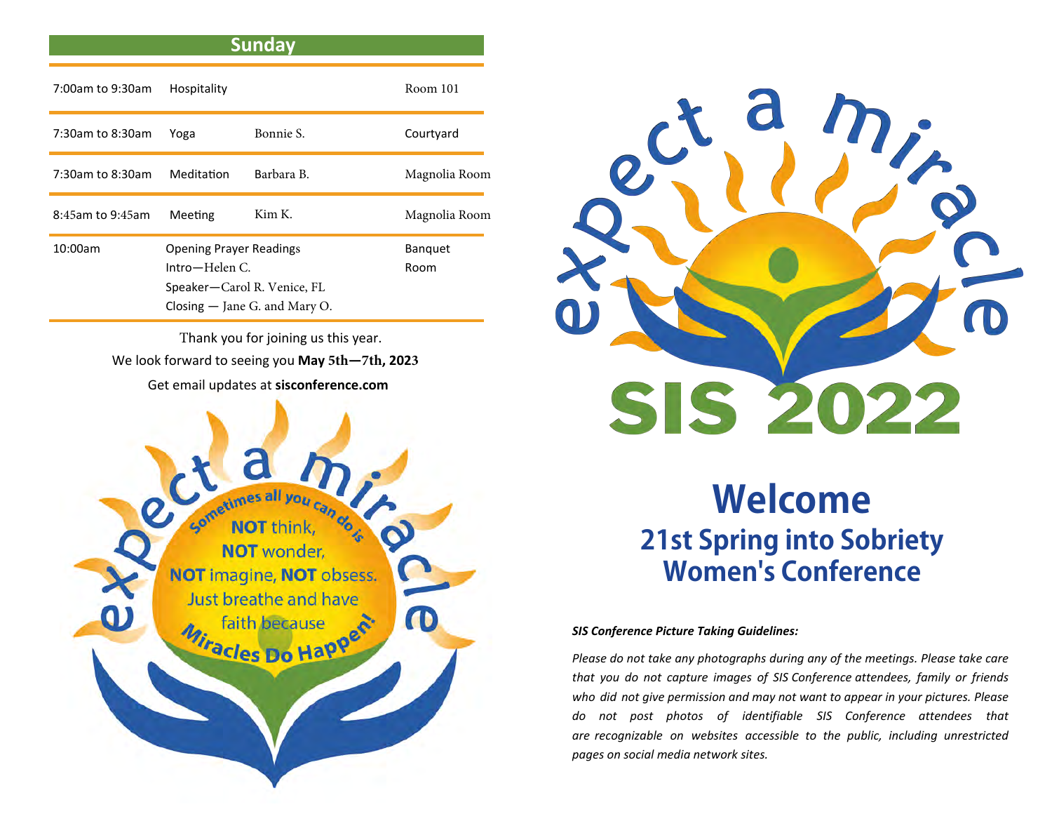## Sunday

| Time | Event | Leader | Location |
|---|---|---|---|
| 7:00am to 9:30am | Hospitality | | Room 101 |
| 7:30am to 8:30am | Yoga | Bonnie S. | Courtyard |
| 7:30am to 8:30am | Meditation | Barbara B. | Magnolia Room |
| 8:45am to 9:45am | Meeting | Kim K. | Magnolia Room |
| 10:00am | Opening Prayer Readings<br>Intro—Helen C.<br>Speaker—Carol R. Venice, FL<br>Closing — Jane G. and Mary O. | | Banquet Room |

Thank you for joining us this year.

We look forward to seeing you **May 5th—7th, 2023**

Get email updates at **sisconference.com**

expect a miracle

Sometimes all you can do is **NOT** think, **NOT** wonder, **NOT** imagine, **NOT** obsess. Just breathe and have faith because **Miracles Do Happen!**

expect a miracle

SIS 2022

# Welcome

## 21st Spring into Sobriety Women's Conference

***SIS Conference Picture Taking Guidelines:***

*Please do not take any photographs during any of the meetings. Please take care that you do not capture images of SIS Conference attendees, family or friends who did not give permission and may not want to appear in your pictures. Please do not post photos of identifiable SIS Conference attendees that are recognizable on websites accessible to the public, including unrestricted pages on social media network sites.*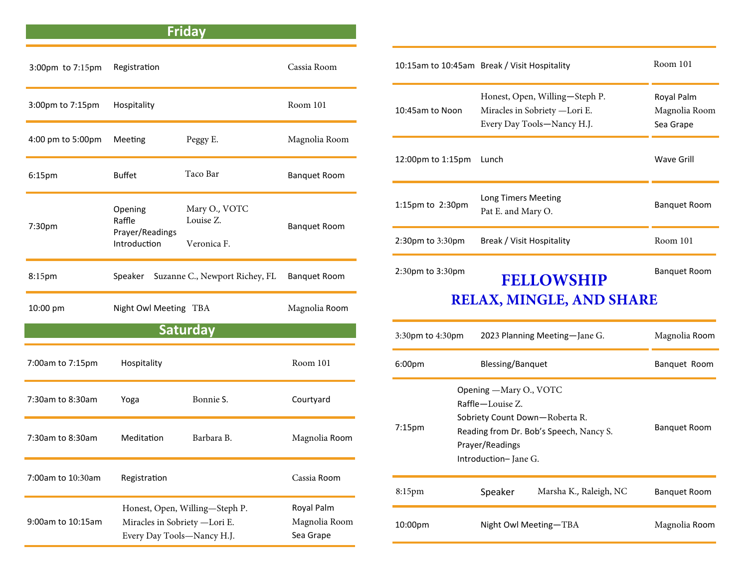## Friday

| | | | |
|---|---|---|---|
| 3:00pm to 7:15pm | Registration | | Cassia Room |
| 3:00pm to 7:15pm | Hospitality | | Room 101 |
| 4:00 pm to 5:00pm | Meeting | Peggy E. | Magnolia Room |
| 6:15pm | Buffet | Taco Bar | Banquet Room |
| 7:30pm | Opening<br>Raffle<br>Prayer/Readings<br>Introduction | Mary O., VOTC<br>Louise Z.<br><br>Veronica F. | Banquet Room |
| 8:15pm | Speaker | Suzanne C., Newport Richey, FL | Banquet Room |
| 10:00 pm | Night Owl Meeting | TBA | Magnolia Room |

## Saturday

| | | | |
|---|---|---|---|
| 7:00am to 7:15pm | Hospitality | | Room 101 |
| 7:30am to 8:30am | Yoga | Bonnie S. | Courtyard |
| 7:30am to 8:30am | Meditation | Barbara B. | Magnolia Room |
| 7:00am to 10:30am | Registration | | Cassia Room |
| 9:00am to 10:15am | Honest, Open, Willing—Steph P.<br>Miracles in Sobriety —Lori E.<br>Every Day Tools—Nancy H.J. | | Royal Palm<br>Magnolia Room<br>Sea Grape |
| 10:15am to 10:45am | Break / Visit Hospitality | | Room 101 |
| 10:45am to Noon | Honest, Open, Willing—Steph P.<br>Miracles in Sobriety —Lori E.<br>Every Day Tools—Nancy H.J. | | Royal Palm<br>Magnolia Room<br>Sea Grape |
| 12:00pm to 1:15pm | Lunch | | Wave Grill |
| 1:15pm to 2:30pm | Long Timers Meeting<br>Pat E. and Mary O. | | Banquet Room |
| 2:30pm to 3:30pm | Break / Visit Hospitality | | Room 101 |
| 2:30pm to 3:30pm | **FELLOWSHIP**<br>**RELAX, MINGLE, AND SHARE** | | Banquet Room |
| 3:30pm to 4:30pm | 2023 Planning Meeting—Jane G. | | Magnolia Room |
| 6:00pm | Blessing/Banquet | | Banquet Room |
| 7:15pm | Opening —Mary O., VOTC<br>Raffle—Louise Z.<br>Sobriety Count Down—Roberta R.<br>Reading from Dr. Bob's Speech, Nancy S.<br>Prayer/Readings<br>Introduction– Jane G. | | Banquet Room |
| 8:15pm | Speaker | Marsha K., Raleigh, NC | Banquet Room |
| 10:00pm | Night Owl Meeting—TBA | | Magnolia Room |